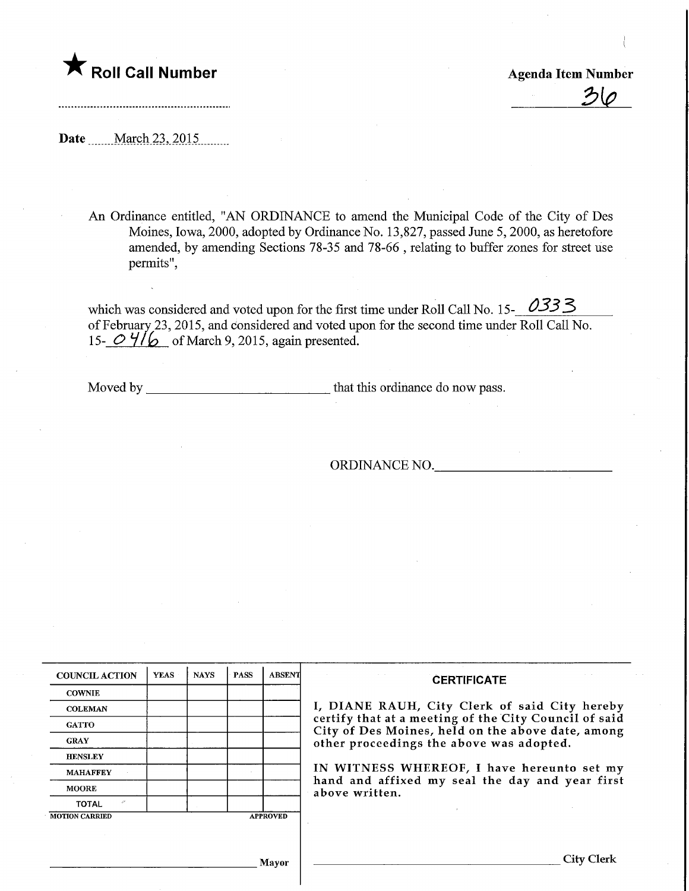★ **Roll Call Number**

**Agenda Item Number**

36

**Date** March 23, 2015

An Ordinance entitled, "AN ORDINANCE to amend the Municipal Code of the City of Des Moines, Iowa, 2000, adopted by Ordinance No. 13,827, passed June 5, 2000, as heretofore amended, by amending Sections 78-35 and 78-66 , relating to buffer zones for street use permits",

which was considered and voted upon for the first time under Roll Call No. 15- 0333 of February 23, 2015, and considered and voted upon for the second time under Roll Call No. 15- 0416 of March 9, 2015, again presented.

Moved by ____________________ that this ordinance do now pass.

ORDINANCE NO.____________________

| COUNCIL ACTION | YEAS | NAYS | PASS | ABSENT |
|---|---|---|---|---|
| COWNIE | | | | |
| COLEMAN | | | | |
| GATTO | | | | |
| GRAY | | | | |
| HENSLEY | | | | |
| MAHAFFEY | | | | |
| MOORE | | | | |
| TOTAL | | | | |

MOTION CARRIED APPROVED

____________________ Mayor

**CERTIFICATE**

I, DIANE RAUH, City Clerk of said City hereby certify that at a meeting of the City Council of said City of Des Moines, held on the above date, among other proceedings the above was adopted.

IN WITNESS WHEREOF, I have hereunto set my hand and affixed my seal the day and year first above written.

____________________ City Clerk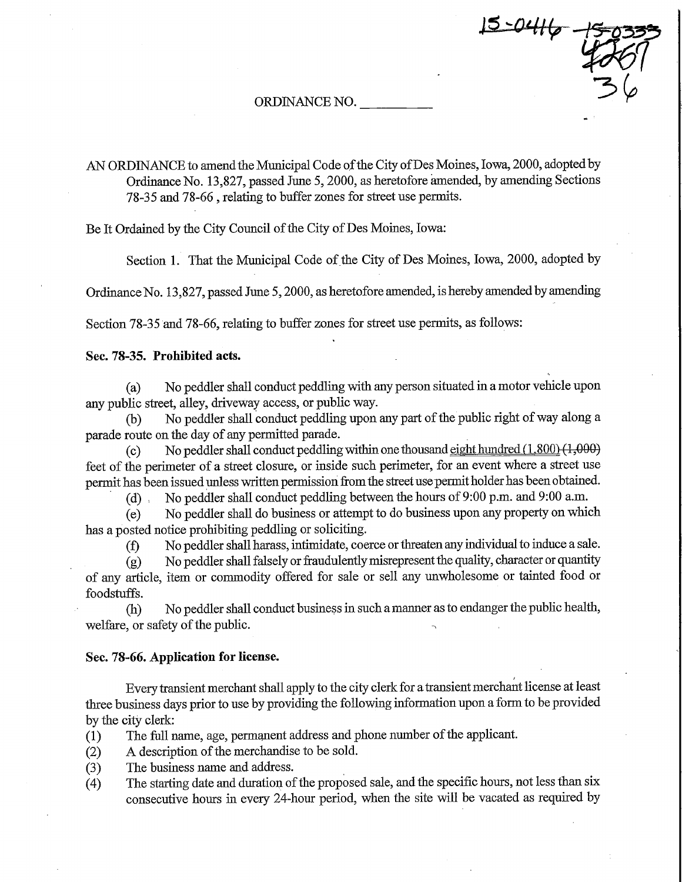15-0416 15-0333
4267
36

ORDINANCE NO. __________

AN ORDINANCE to amend the Municipal Code of the City of Des Moines, Iowa, 2000, adopted by Ordinance No. 13,827, passed June 5, 2000, as heretofore amended, by amending Sections 78-35 and 78-66 , relating to buffer zones for street use permits.

Be It Ordained by the City Council of the City of Des Moines, Iowa:

Section 1. That the Municipal Code of the City of Des Moines, Iowa, 2000, adopted by Ordinance No. 13,827, passed June 5, 2000, as heretofore amended, is hereby amended by amending Section 78-35 and 78-66, relating to buffer zones for street use permits, as follows:

**Sec. 78-35. Prohibited acts.**

(a) No peddler shall conduct peddling with any person situated in a motor vehicle upon any public street, alley, driveway access, or public way.

(b) No peddler shall conduct peddling upon any part of the public right of way along a parade route on the day of any permitted parade.

(c) No peddler shall conduct peddling within one thousand <u>eight hundred (1,800)</u> ~~(1,000)~~ feet of the perimeter of a street closure, or inside such perimeter, for an event where a street use permit has been issued unless written permission from the street use permit holder has been obtained.

(d) No peddler shall conduct peddling between the hours of 9:00 p.m. and 9:00 a.m.

(e) No peddler shall do business or attempt to do business upon any property on which has a posted notice prohibiting peddling or soliciting.

(f) No peddler shall harass, intimidate, coerce or threaten any individual to induce a sale.

(g) No peddler shall falsely or fraudulently misrepresent the quality, character or quantity of any article, item or commodity offered for sale or sell any unwholesome or tainted food or foodstuffs.

(h) No peddler shall conduct business in such a manner as to endanger the public health, welfare, or safety of the public.

**Sec. 78-66. Application for license.**

Every transient merchant shall apply to the city clerk for a transient merchant license at least three business days prior to use by providing the following information upon a form to be provided by the city clerk:

(1) The full name, age, permanent address and phone number of the applicant.
(2) A description of the merchandise to be sold.
(3) The business name and address.
(4) The starting date and duration of the proposed sale, and the specific hours, not less than six consecutive hours in every 24-hour period, when the site will be vacated as required by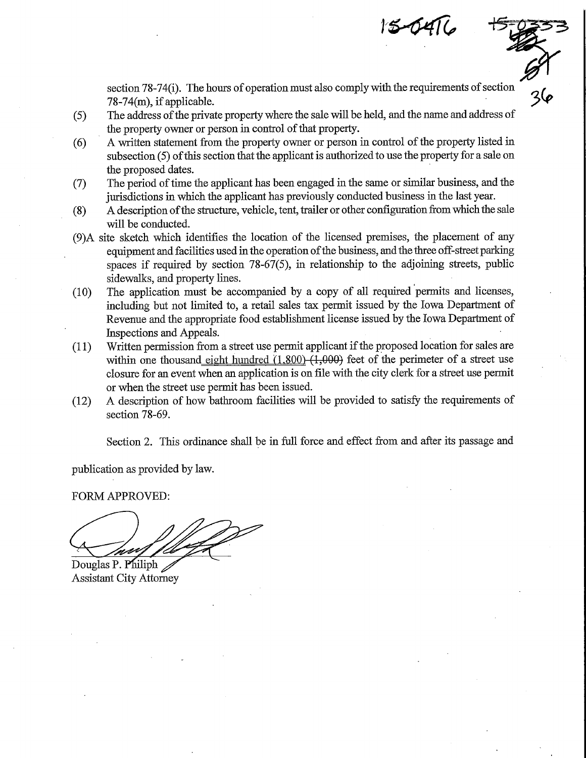15-0416 ~~15-0333~~ ~~64~~ 36

section 78-74(i). The hours of operation must also comply with the requirements of section 78-74(m), if applicable.

(5) The address of the private property where the sale will be held, and the name and address of the property owner or person in control of that property.

(6) A written statement from the property owner or person in control of the property listed in subsection (5) of this section that the applicant is authorized to use the property for a sale on the proposed dates.

(7) The period of time the applicant has been engaged in the same or similar business, and the jurisdictions in which the applicant has previously conducted business in the last year.

(8) A description of the structure, vehicle, tent, trailer or other configuration from which the sale will be conducted.

(9) A site sketch which identifies the location of the licensed premises, the placement of any equipment and facilities used in the operation of the business, and the three off-street parking spaces if required by section 78-67(5), in relationship to the adjoining streets, public sidewalks, and property lines.

(10) The application must be accompanied by a copy of all required permits and licenses, including but not limited to, a retail sales tax permit issued by the Iowa Department of Revenue and the appropriate food establishment license issued by the Iowa Department of Inspections and Appeals.

(11) Written permission from a street use permit applicant if the proposed location for sales are within one thousand eight hundred (1,800) ~~(1,000)~~ feet of the perimeter of a street use closure for an event when an application is on file with the city clerk for a street use permit or when the street use permit has been issued.

(12) A description of how bathroom facilities will be provided to satisfy the requirements of section 78-69.

Section 2. This ordinance shall be in full force and effect from and after its passage and publication as provided by law.

FORM APPROVED:

Douglas P. Philiph
Assistant City Attorney